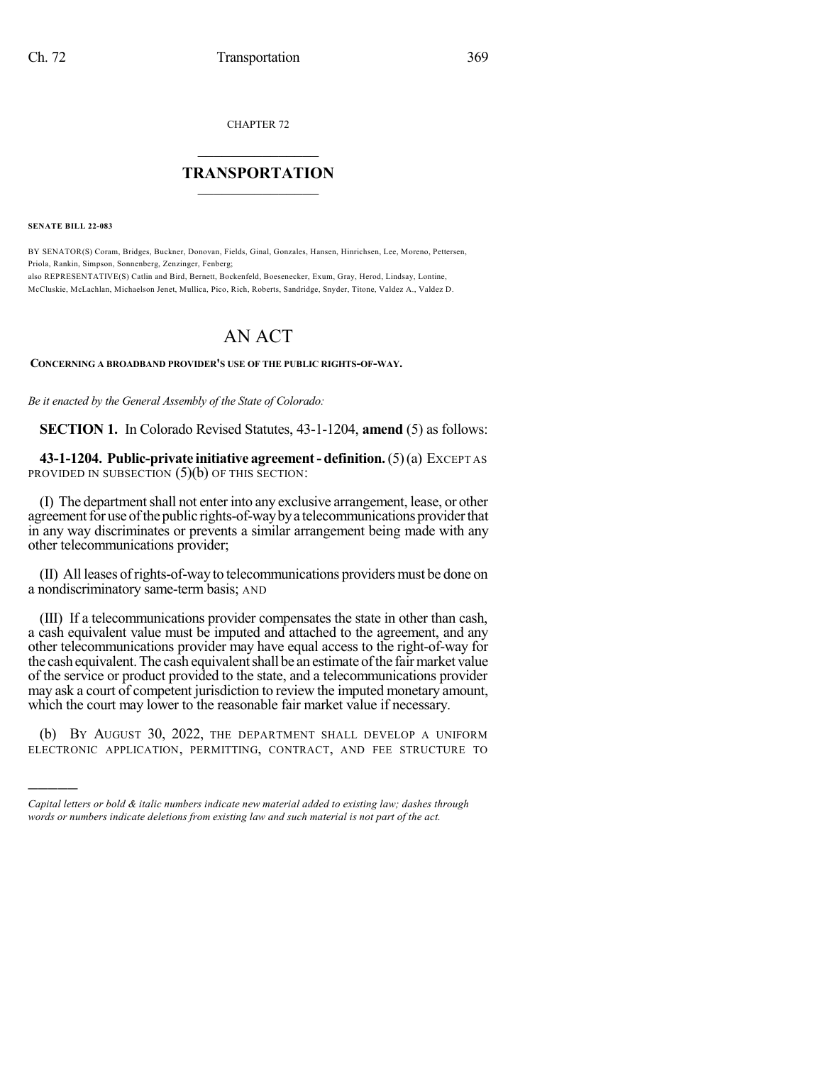CHAPTER 72

# TRANSPORTATION

**SENATE BILL 22-083**

BY SENATOR(S) Coram, Bridges, Buckner, Donovan, Fields, Ginal, Gonzales, Hansen, Hinrichsen, Lee, Moreno, Pettersen, Priola, Rankin, Simpson, Sonnenberg, Zenzinger, Fenberg;
also REPRESENTATIVE(S) Catlin and Bird, Bernett, Bockenfeld, Boesenecker, Exum, Gray, Herod, Lindsay, Lontine, McCluskie, McLachlan, Michaelson Jenet, Mullica, Pico, Rich, Roberts, Sandridge, Snyder, Titone, Valdez A., Valdez D.

# AN ACT

**CONCERNING A BROADBAND PROVIDER'S USE OF THE PUBLIC RIGHTS-OF-WAY.**

*Be it enacted by the General Assembly of the State of Colorado:*

**SECTION 1.** In Colorado Revised Statutes, 43-1-1204, **amend** (5) as follows:

**43-1-1204. Public-private initiative agreement - definition.** (5) (a) EXCEPT AS PROVIDED IN SUBSECTION (5)(b) OF THIS SECTION:

(I) The department shall not enter into any exclusive arrangement, lease, or other agreement for use of the public rights-of-way by a telecommunications provider that in any way discriminates or prevents a similar arrangement being made with any other telecommunications provider;

(II) All leases of rights-of-way to telecommunications providers must be done on a nondiscriminatory same-term basis; AND

(III) If a telecommunications provider compensates the state in other than cash, a cash equivalent value must be imputed and attached to the agreement, and any other telecommunications provider may have equal access to the right-of-way for the cash equivalent. The cash equivalent shall be an estimate of the fair market value of the service or product provided to the state, and a telecommunications provider may ask a court of competent jurisdiction to review the imputed monetary amount, which the court may lower to the reasonable fair market value if necessary.

(b) BY AUGUST 30, 2022, THE DEPARTMENT SHALL DEVELOP A UNIFORM ELECTRONIC APPLICATION, PERMITTING, CONTRACT, AND FEE STRUCTURE TO

---

*Capital letters or bold & italic numbers indicate new material added to existing law; dashes through words or numbers indicate deletions from existing law and such material is not part of the act.*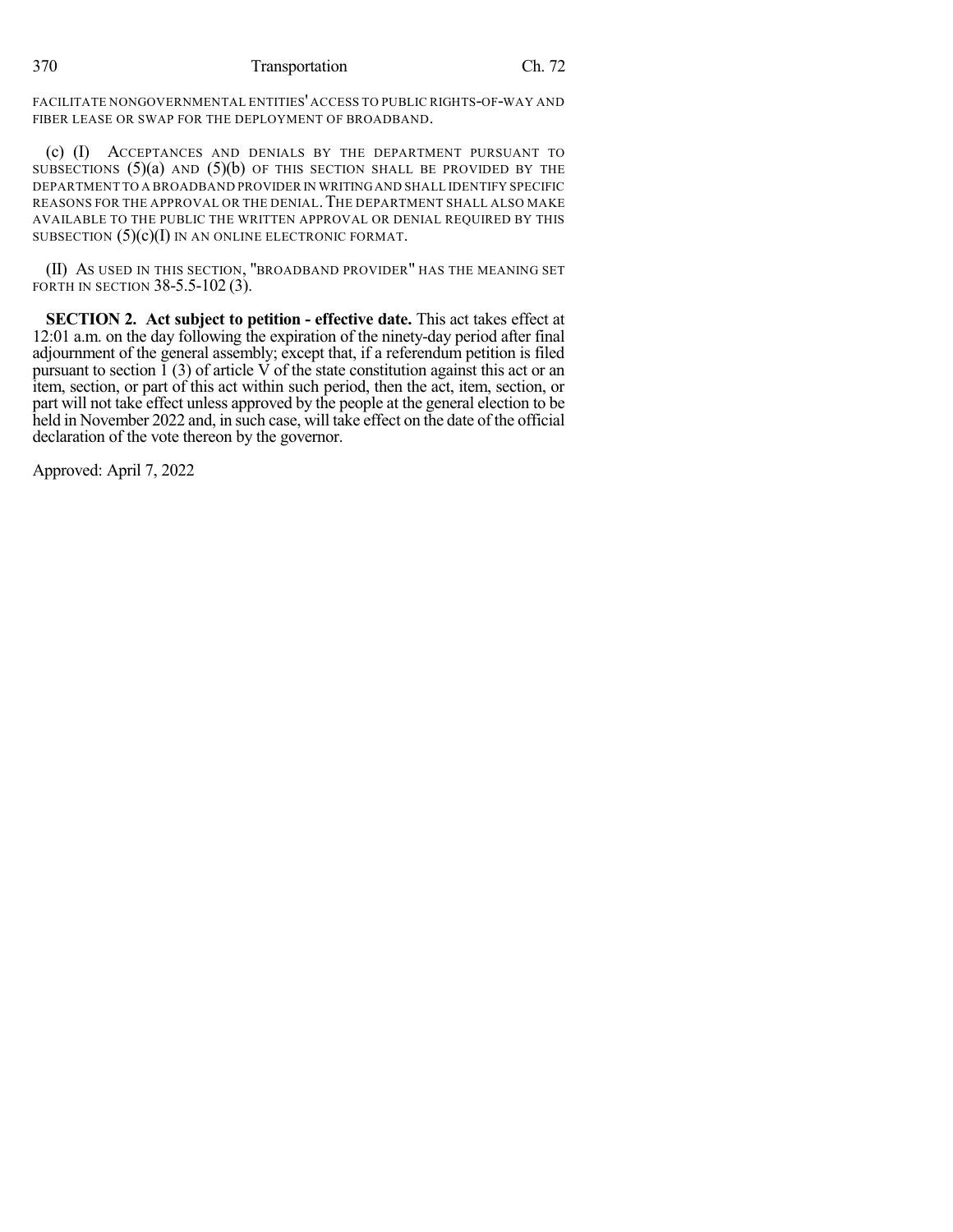FACILITATE NONGOVERNMENTAL ENTITIES' ACCESS TO PUBLIC RIGHTS-OF-WAY AND FIBER LEASE OR SWAP FOR THE DEPLOYMENT OF BROADBAND.

(c) (I) ACCEPTANCES AND DENIALS BY THE DEPARTMENT PURSUANT TO SUBSECTIONS (5)(a) AND (5)(b) OF THIS SECTION SHALL BE PROVIDED BY THE DEPARTMENT TO A BROADBAND PROVIDER IN WRITING AND SHALL IDENTIFY SPECIFIC REASONS FOR THE APPROVAL OR THE DENIAL. THE DEPARTMENT SHALL ALSO MAKE AVAILABLE TO THE PUBLIC THE WRITTEN APPROVAL OR DENIAL REQUIRED BY THIS SUBSECTION (5)(c)(I) IN AN ONLINE ELECTRONIC FORMAT.

(II) AS USED IN THIS SECTION, "BROADBAND PROVIDER" HAS THE MEANING SET FORTH IN SECTION 38-5.5-102 (3).

**SECTION 2. Act subject to petition - effective date.** This act takes effect at 12:01 a.m. on the day following the expiration of the ninety-day period after final adjournment of the general assembly; except that, if a referendum petition is filed pursuant to section 1 (3) of article V of the state constitution against this act or an item, section, or part of this act within such period, then the act, item, section, or part will not take effect unless approved by the people at the general election to be held in November 2022 and, in such case, will take effect on the date of the official declaration of the vote thereon by the governor.

Approved: April 7, 2022